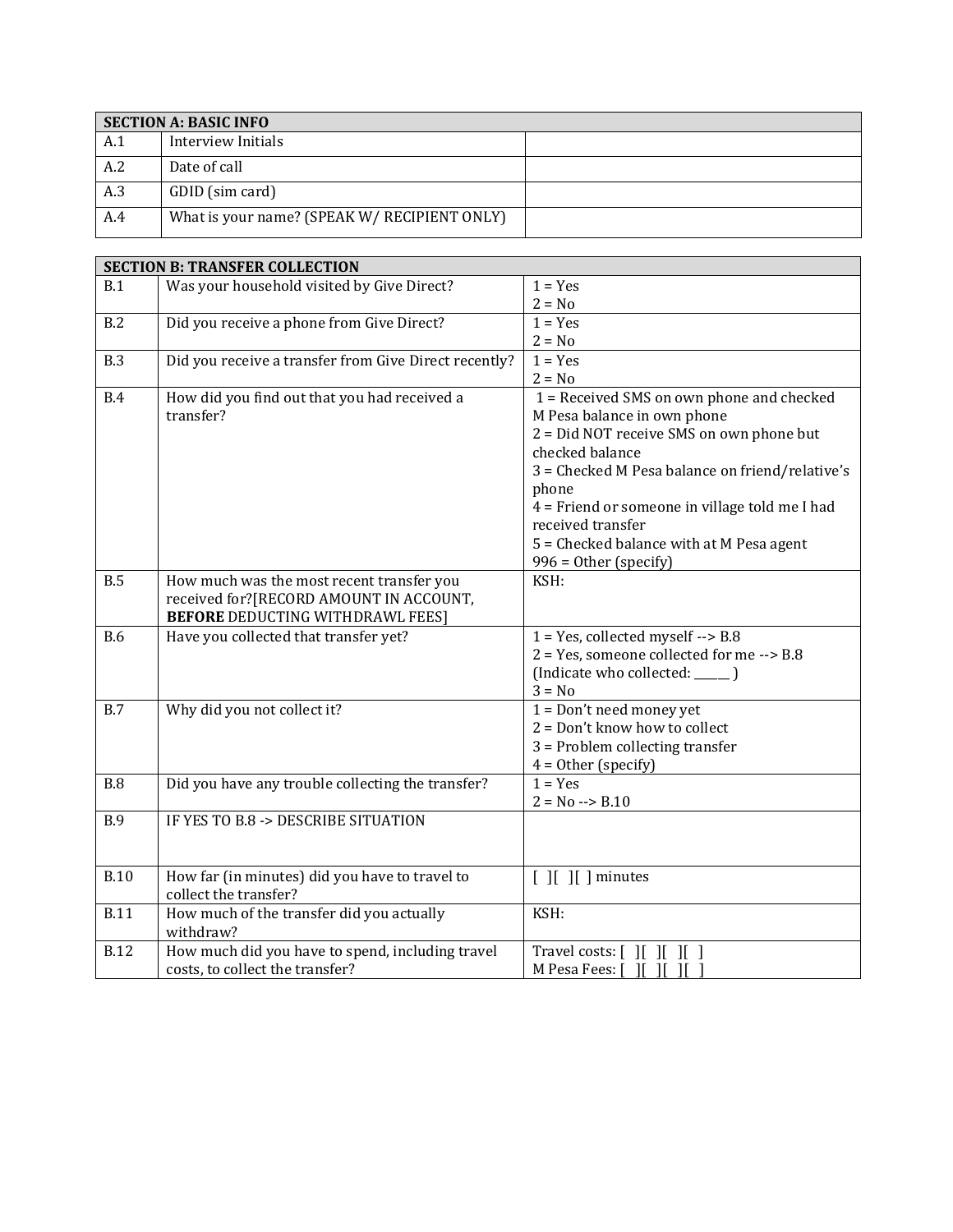| SECTION A: BASIC INFO | | |
|---|---|---|
| A.1 | Interview Initials | |
| A.2 | Date of call | |
| A.3 | GDID (sim card) | |
| A.4 | What is your name? (SPEAK W/ RECIPIENT ONLY) | |

| SECTION B: TRANSFER COLLECTION | | |
|---|---|---|
| B.1 | Was your household visited by Give Direct? | 1 = Yes<br>2 = No |
| B.2 | Did you receive a phone from Give Direct? | 1 = Yes<br>2 = No |
| B.3 | Did you receive a transfer from Give Direct recently? | 1 = Yes<br>2 = No |
| B.4 | How did you find out that you had received a transfer? | 1 = Received SMS on own phone and checked M Pesa balance in own phone<br>2 = Did NOT receive SMS on own phone but checked balance<br>3 = Checked M Pesa balance on friend/relative's phone<br>4 = Friend or someone in village told me I had received transfer<br>5 = Checked balance with at M Pesa agent<br>996 = Other (specify) |
| B.5 | How much was the most recent transfer you received for?[RECORD AMOUNT IN ACCOUNT, **BEFORE** DEDUCTING WITHDRAWL FEES] | KSH: |
| B.6 | Have you collected that transfer yet? | 1 = Yes, collected myself --> B.8<br>2 = Yes, someone collected for me --> B.8 (Indicate who collected: _____ )<br>3 = No |
| B.7 | Why did you not collect it? | 1 = Don't need money yet<br>2 = Don't know how to collect<br>3 = Problem collecting transfer<br>4 = Other (specify) |
| B.8 | Did you have any trouble collecting the transfer? | 1 = Yes<br>2 = No --> B.10 |
| B.9 | IF YES TO B.8 -> DESCRIBE SITUATION | |
| B.10 | How far (in minutes) did you have to travel to collect the transfer? | [ ][ ][ ] minutes |
| B.11 | How much of the transfer did you actually withdraw? | KSH: |
| B.12 | How much did you have to spend, including travel costs, to collect the transfer? | Travel costs: [ ][ ][ ][ ]<br>M Pesa Fees: [ ][ ][ ][ ] |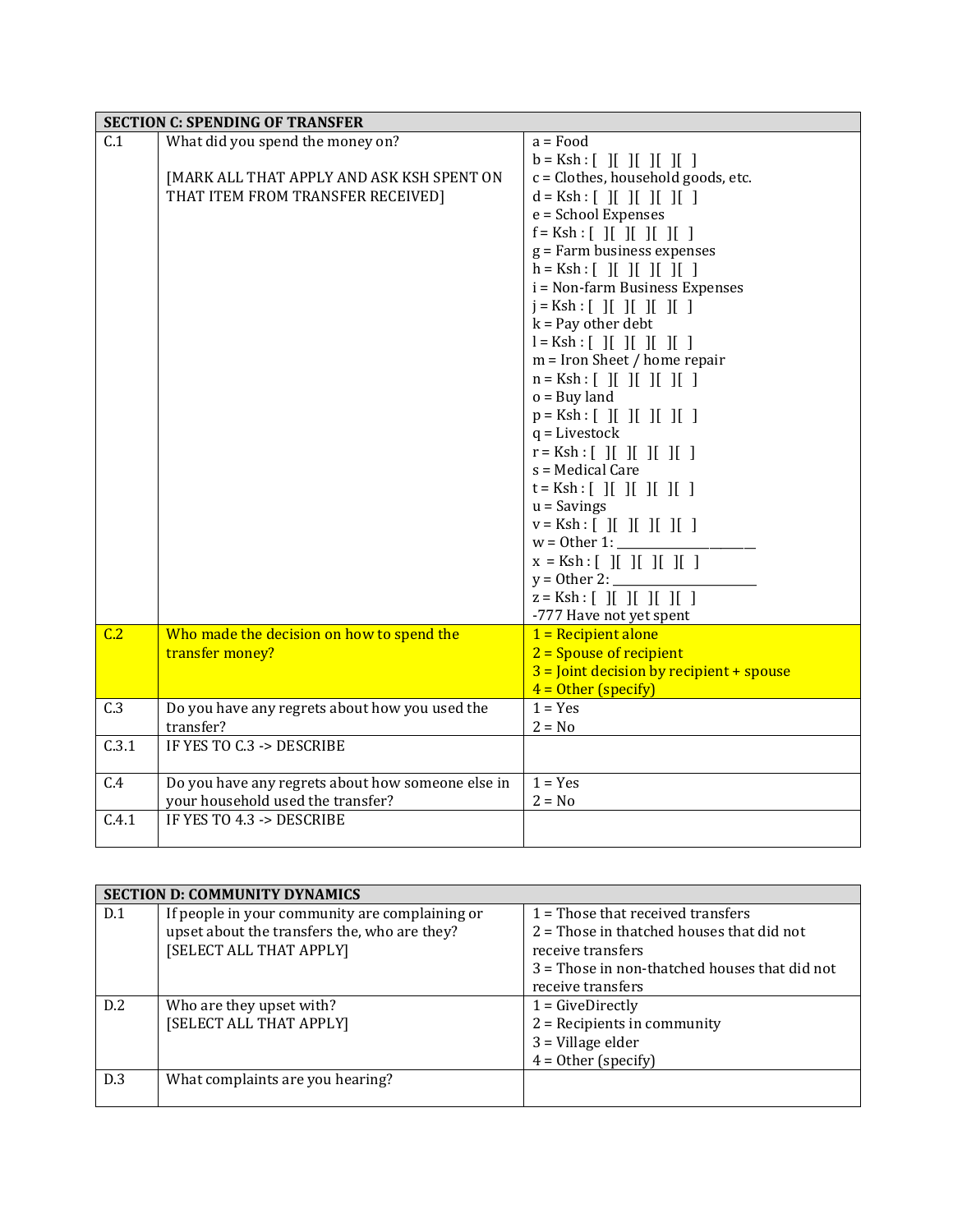| SECTION C: SPENDING OF TRANSFER | | |
|---|---|---|
| C.1 | What did you spend the money on?<br><br>[MARK ALL THAT APPLY AND ASK KSH SPENT ON THAT ITEM FROM TRANSFER RECEIVED] | a = Food<br>b = Ksh : [ ][ ][ ][ ][ ]<br>c = Clothes, household goods, etc.<br>d = Ksh : [ ][ ][ ][ ][ ]<br>e = School Expenses<br>f = Ksh : [ ][ ][ ][ ][ ]<br>g = Farm business expenses<br>h = Ksh : [ ][ ][ ][ ][ ]<br>i = Non-farm Business Expenses<br>j = Ksh : [ ][ ][ ][ ][ ]<br>k = Pay other debt<br>l = Ksh : [ ][ ][ ][ ][ ]<br>m = Iron Sheet / home repair<br>n = Ksh : [ ][ ][ ][ ][ ]<br>o = Buy land<br>p = Ksh : [ ][ ][ ][ ][ ]<br>q = Livestock<br>r = Ksh : [ ][ ][ ][ ][ ]<br>s = Medical Care<br>t = Ksh : [ ][ ][ ][ ][ ]<br>u = Savings<br>v = Ksh : [ ][ ][ ][ ][ ]<br>w = Other 1: ____________________<br>x = Ksh : [ ][ ][ ][ ][ ]<br>y = Other 2: ____________________<br>z = Ksh : [ ][ ][ ][ ][ ]<br>-777 Have not yet spent |
| C.2 | Who made the decision on how to spend the transfer money? | 1 = Recipient alone<br>2 = Spouse of recipient<br>3 = Joint decision by recipient + spouse<br>4 = Other (specify) |
| C.3 | Do you have any regrets about how you used the transfer? | 1 = Yes<br>2 = No |
| C.3.1 | IF YES TO C.3 -> DESCRIBE | |
| C.4 | Do you have any regrets about how someone else in your household used the transfer? | 1 = Yes<br>2 = No |
| C.4.1 | IF YES TO 4.3 -> DESCRIBE | |

| SECTION D: COMMUNITY DYNAMICS | | |
|---|---|---|
| D.1 | If people in your community are complaining or upset about the transfers the, who are they?<br>[SELECT ALL THAT APPLY] | 1 = Those that received transfers<br>2 = Those in thatched houses that did not receive transfers<br>3 = Those in non-thatched houses that did not receive transfers |
| D.2 | Who are they upset with?<br>[SELECT ALL THAT APPLY] | 1 = GiveDirectly<br>2 = Recipients in community<br>3 = Village elder<br>4 = Other (specify) |
| D.3 | What complaints are you hearing? | |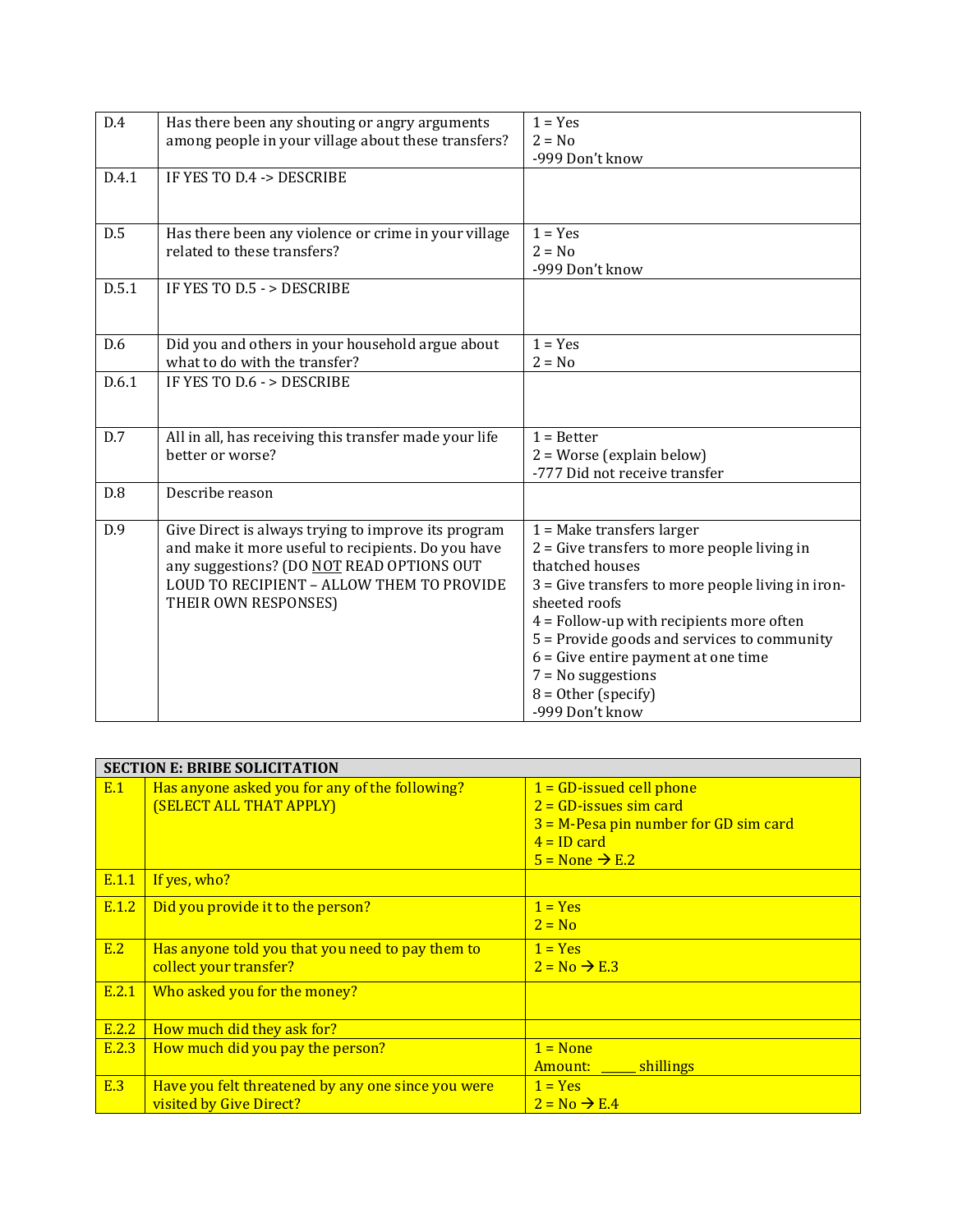| | | |
|---|---|---|
| D.4 | Has there been any shouting or angry arguments among people in your village about these transfers? | 1 = Yes<br>2 = No<br>-999 Don't know |
| D.4.1 | IF YES TO D.4 -> DESCRIBE | |
| D.5 | Has there been any violence or crime in your village related to these transfers? | 1 = Yes<br>2 = No<br>-999 Don't know |
| D.5.1 | IF YES TO D.5 - > DESCRIBE | |
| D.6 | Did you and others in your household argue about what to do with the transfer? | 1 = Yes<br>2 = No |
| D.6.1 | IF YES TO D.6 - > DESCRIBE | |
| D.7 | All in all, has receiving this transfer made your life better or worse? | 1 = Better<br>2 = Worse (explain below)<br>-777 Did not receive transfer |
| D.8 | Describe reason | |
| D.9 | Give Direct is always trying to improve its program and make it more useful to recipients. Do you have any suggestions? (DO NOT READ OPTIONS OUT LOUD TO RECIPIENT – ALLOW THEM TO PROVIDE THEIR OWN RESPONSES) | 1 = Make transfers larger<br>2 = Give transfers to more people living in thatched houses<br>3 = Give transfers to more people living in iron-sheeted roofs<br>4 = Follow-up with recipients more often<br>5 = Provide goods and services to community<br>6 = Give entire payment at one time<br>7 = No suggestions<br>8 = Other (specify)<br>-999 Don't know |

| **SECTION E: BRIBE SOLICITATION** | | |
|---|---|---|
| E.1 | Has anyone asked you for any of the following? (SELECT ALL THAT APPLY) | 1 = GD-issued cell phone<br>2 = GD-issues sim card<br>3 = M-Pesa pin number for GD sim card<br>4 = ID card<br>5 = None → E.2 |
| E.1.1 | If yes, who? | |
| E.1.2 | Did you provide it to the person? | 1 = Yes<br>2 = No |
| E.2 | Has anyone told you that you need to pay them to collect your transfer? | 1 = Yes<br>2 = No → E.3 |
| E.2.1 | Who asked you for the money? | |
| E.2.2 | How much did they ask for? | |
| E.2.3 | How much did you pay the person? | 1 = None<br>Amount: _____ shillings |
| E.3 | Have you felt threatened by any one since you were visited by Give Direct? | 1 = Yes<br>2 = No → E.4 |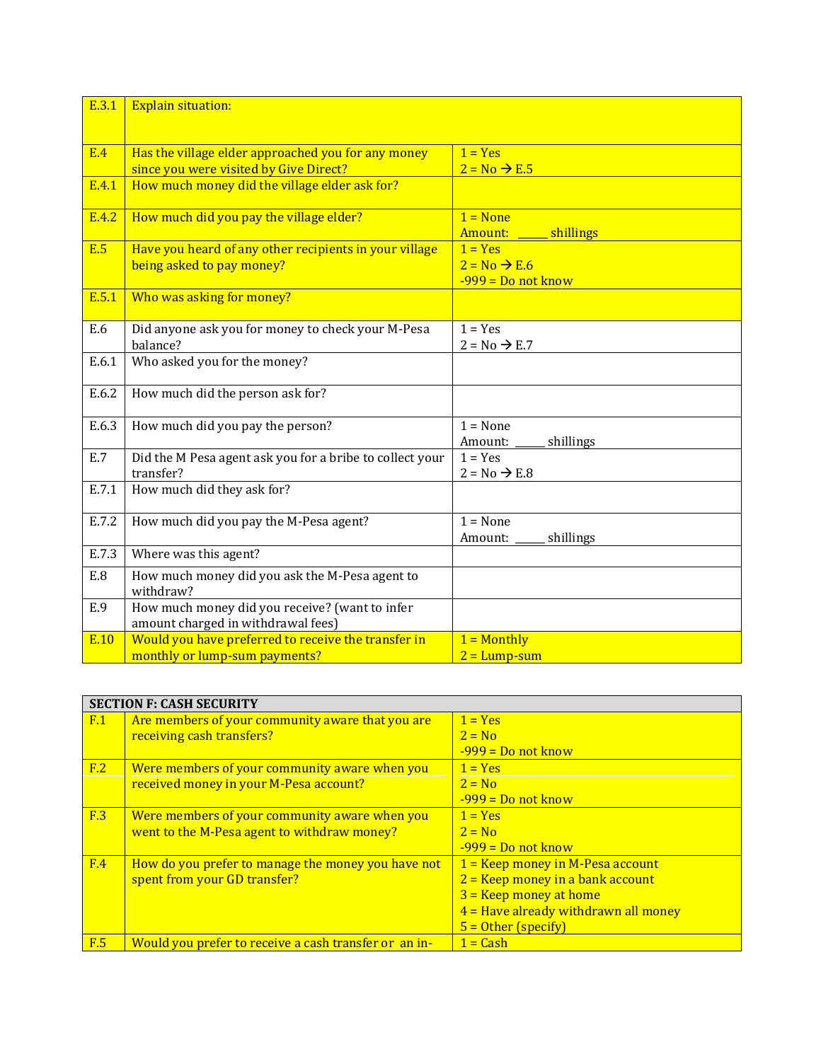| | | |
|---|---|---|
| E.3.1 | Explain situation: | |
| E.4 | Has the village elder approached you for any money since you were visited by Give Direct? | 1 = Yes<br>2 = No → E.5 |
| E.4.1 | How much money did the village elder ask for? | |
| E.4.2 | How much did you pay the village elder? | 1 = None<br>Amount: _____ shillings |
| E.5 | Have you heard of any other recipients in your village being asked to pay money? | 1 = Yes<br>2 = No → E.6<br>-999 = Do not know |
| E.5.1 | Who was asking for money? | |
| E.6 | Did anyone ask you for money to check your M-Pesa balance? | 1 = Yes<br>2 = No → E.7 |
| E.6.1 | Who asked you for the money? | |
| E.6.2 | How much did the person ask for? | |
| E.6.3 | How much did you pay the person? | 1 = None<br>Amount: _____ shillings |
| E.7 | Did the M Pesa agent ask you for a bribe to collect your transfer? | 1 = Yes<br>2 = No → E.8 |
| E.7.1 | How much did they ask for? | |
| E.7.2 | How much did you pay the M-Pesa agent? | 1 = None<br>Amount: _____ shillings |
| E.7.3 | Where was this agent? | |
| E.8 | How much money did you ask the M-Pesa agent to withdraw? | |
| E.9 | How much money did you receive? (want to infer amount charged in withdrawal fees) | |
| E.10 | Would you have preferred to receive the transfer in monthly or lump-sum payments? | 1 = Monthly<br>2 = Lump-sum |

| **SECTION F: CASH SECURITY** | | |
|---|---|---|
| F.1 | Are members of your community aware that you are receiving cash transfers? | 1 = Yes<br>2 = No<br>-999 = Do not know |
| F.2 | Were members of your community aware when you received money in your M-Pesa account? | 1 = Yes<br>2 = No<br>-999 = Do not know |
| F.3 | Were members of your community aware when you went to the M-Pesa agent to withdraw money? | 1 = Yes<br>2 = No<br>-999 = Do not know |
| F.4 | How do you prefer to manage the money you have not spent from your GD transfer? | 1 = Keep money in M-Pesa account<br>2 = Keep money in a bank account<br>3 = Keep money at home<br>4 = Have already withdrawn all money<br>5 = Other (specify) |
| F.5 | Would you prefer to receive a cash transfer or an in- | 1 = Cash |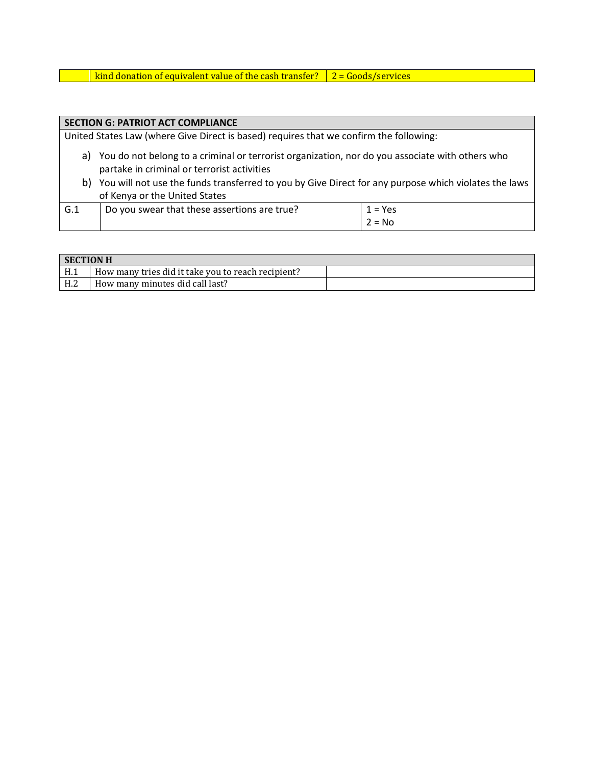| | | |
|---|---|---|
| | kind donation of equivalent value of the cash transfer? | 2 = Goods/services |

| SECTION G: PATRIOT ACT COMPLIANCE | | |
|---|---|---|
| United States Law (where Give Direct is based) requires that we confirm the following:<br><br>a) You do not belong to a criminal or terrorist organization, nor do you associate with others who partake in criminal or terrorist activities<br>b) You will not use the funds transferred to you by Give Direct for any purpose which violates the laws of Kenya or the United States | | |
| G.1 | Do you swear that these assertions are true? | 1 = Yes<br>2 = No |

| SECTION H | | |
|---|---|---|
| H.1 | How many tries did it take you to reach recipient? | |
| H.2 | How many minutes did call last? | |